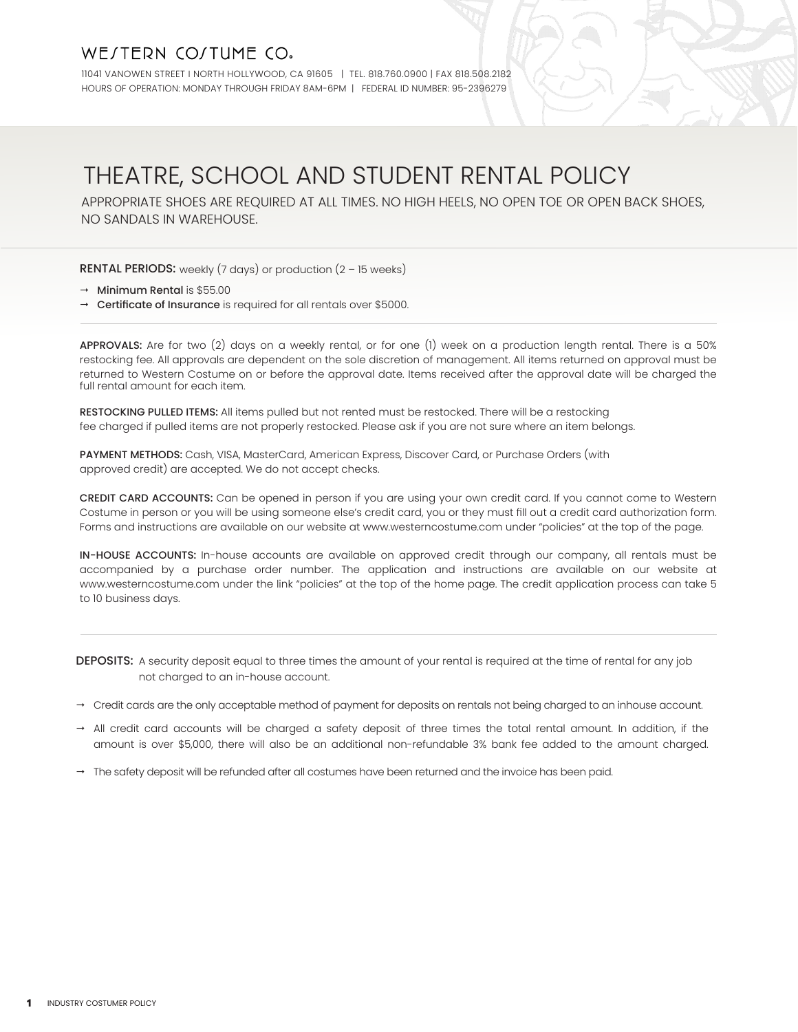WESTERN COSTUME CO.

11041 VANOWEN STREET I NORTH HOLLYWOOD, CA 91605 | TEL. 818.760.0900 | FAX 818.508.2182
HOURS OF OPERATION: MONDAY THROUGH FRIDAY 8AM-6PM | FEDERAL ID NUMBER: 95-2396279

# THEATRE, SCHOOL AND STUDENT RENTAL POLICY

APPROPRIATE SHOES ARE REQUIRED AT ALL TIMES. NO HIGH HEELS, NO OPEN TOE OR OPEN BACK SHOES, NO SANDALS IN WAREHOUSE.

**RENTAL PERIODS:** weekly (7 days) or production (2 – 15 weeks)

- → **Minimum Rental** is $55.00
- → **Certificate of Insurance** is required for all rentals over $5000.

---

**APPROVALS:** Are for two (2) days on a weekly rental, or for one (1) week on a production length rental. There is a 50% restocking fee. All approvals are dependent on the sole discretion of management. All items returned on approval must be returned to Western Costume on or before the approval date. Items received after the approval date will be charged the full rental amount for each item.

**RESTOCKING PULLED ITEMS:** All items pulled but not rented must be restocked. There will be a restocking fee charged if pulled items are not properly restocked. Please ask if you are not sure where an item belongs.

**PAYMENT METHODS:** Cash, VISA, MasterCard, American Express, Discover Card, or Purchase Orders (with approved credit) are accepted. We do not accept checks.

**CREDIT CARD ACCOUNTS:** Can be opened in person if you are using your own credit card. If you cannot come to Western Costume in person or you will be using someone else's credit card, you or they must fill out a credit card authorization form. Forms and instructions are available on our website at www.westerncostume.com under "policies" at the top of the page.

**IN-HOUSE ACCOUNTS:** In-house accounts are available on approved credit through our company, all rentals must be accompanied by a purchase order number. The application and instructions are available on our website at www.westerncostume.com under the link "policies" at the top of the home page. The credit application process can take 5 to 10 business days.

---

**DEPOSITS:** A security deposit equal to three times the amount of your rental is required at the time of rental for any job not charged to an in-house account.

- → Credit cards are the only acceptable method of payment for deposits on rentals not being charged to an inhouse account.
- → All credit card accounts will be charged a safety deposit of three times the total rental amount. In addition, if the amount is over $5,000, there will also be an additional non-refundable 3% bank fee added to the amount charged.
- → The safety deposit will be refunded after all costumes have been returned and the invoice has been paid.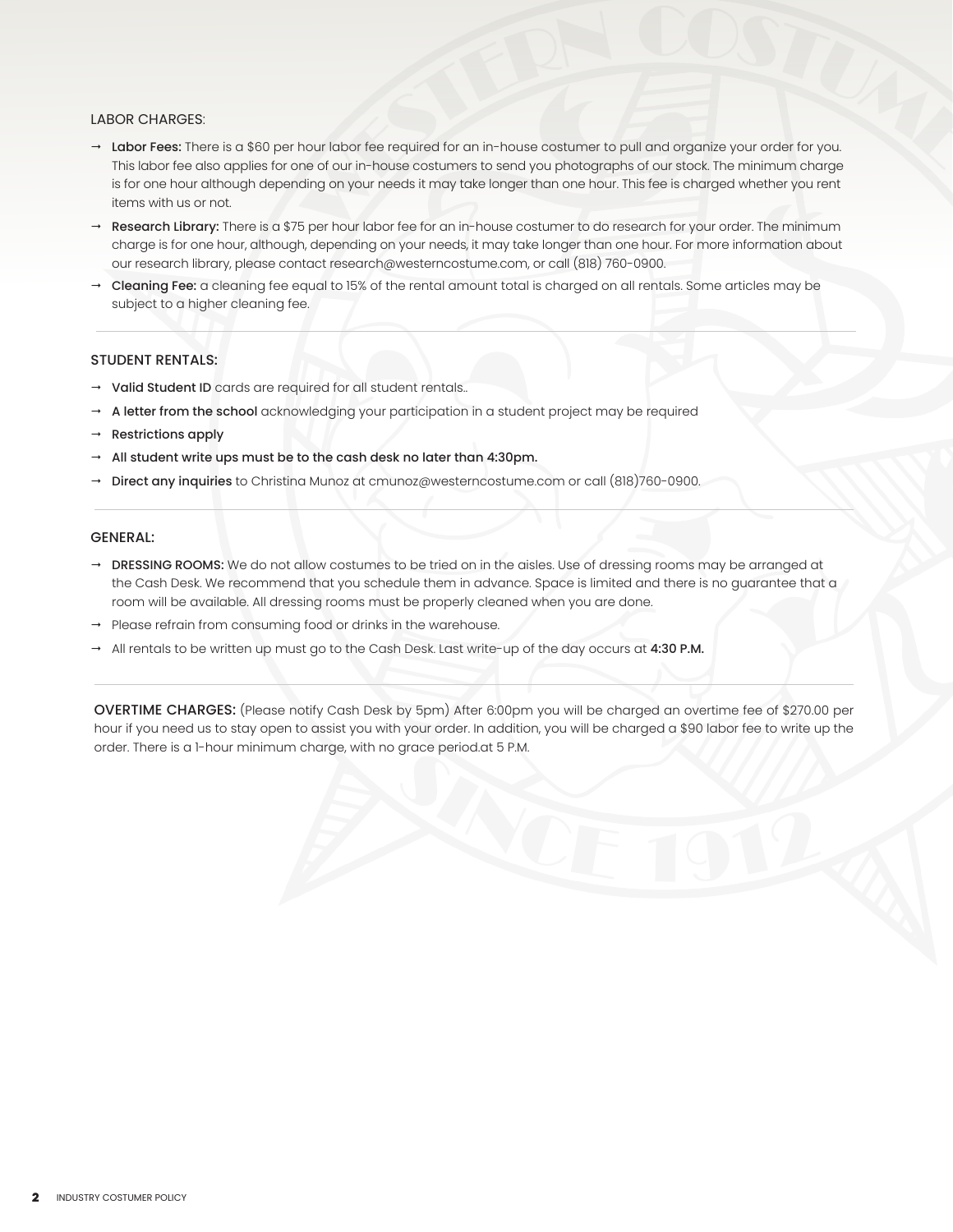## LABOR CHARGES:

- **Labor Fees:** There is a $60 per hour labor fee required for an in-house costumer to pull and organize your order for you. This labor fee also applies for one of our in-house costumers to send you photographs of our stock. The minimum charge is for one hour although depending on your needs it may take longer than one hour. This fee is charged whether you rent items with us or not.
- **Research Library:** There is a $75 per hour labor fee for an in-house costumer to do research for your order. The minimum charge is for one hour, although, depending on your needs, it may take longer than one hour. For more information about our research library, please contact research@westerncostume.com, or call (818) 760-0900.
- **Cleaning Fee:** a cleaning fee equal to 15% of the rental amount total is charged on all rentals. Some articles may be subject to a higher cleaning fee.

## STUDENT RENTALS:

- **Valid Student ID** cards are required for all student rentals..
- **A letter from the school** acknowledging your participation in a student project may be required
- **Restrictions apply**
- **All student write ups must be to the cash desk no later than 4:30pm.**
- **Direct any inquiries** to Christina Munoz at cmunoz@westerncostume.com or call (818)760-0900.

## GENERAL:

- **DRESSING ROOMS:** We do not allow costumes to be tried on in the aisles. Use of dressing rooms may be arranged at the Cash Desk. We recommend that you schedule them in advance. Space is limited and there is no guarantee that a room will be available. All dressing rooms must be properly cleaned when you are done.
- Please refrain from consuming food or drinks in the warehouse.
- All rentals to be written up must go to the Cash Desk. Last write-up of the day occurs at **4:30 P.M.**

**OVERTIME CHARGES:** (Please notify Cash Desk by 5pm) After 6:00pm you will be charged an overtime fee of $270.00 per hour if you need us to stay open to assist you with your order. In addition, you will be charged a $90 labor fee to write up the order. There is a 1-hour minimum charge, with no grace period.at 5 P.M.